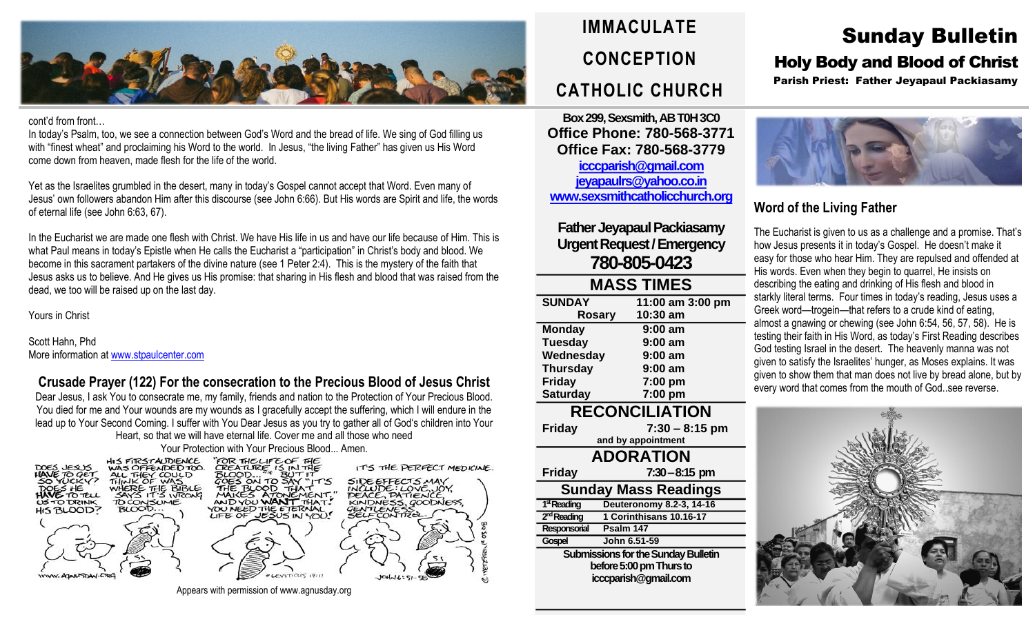# IMMACULATE CONCEPTION CATHOLIC CHURCH

# Sunday Bulletin

## Holy Body and Blood of Christ

**Parish Priest: Father Jeyapaul Packiasamy**

cont'd from front…

In today's Psalm, too, we see a connection between God's Word and the bread of life. We sing of God filling us with "finest wheat" and proclaiming his Word to the world. In Jesus, "the living Father" has given us His Word come down from heaven, made flesh for the life of the world.

Yet as the Israelites grumbled in the desert, many in today's Gospel cannot accept that Word. Even many of Jesus' own followers abandon Him after this discourse (see John 6:66). But His words are Spirit and life, the words of eternal life (see John 6:63, 67).

In the Eucharist we are made one flesh with Christ. We have His life in us and have our life because of Him. This is what Paul means in today's Epistle when He calls the Eucharist a "participation" in Christ's body and blood. We become in this sacrament partakers of the divine nature (see 1 Peter 2:4). This is the mystery of the faith that Jesus asks us to believe. And He gives us His promise: that sharing in His flesh and blood that was raised from the dead, we too will be raised up on the last day.

Yours in Christ

Scott Hahn, Phd
More information at www.stpaulcenter.com

## Crusade Prayer (122) For the consecration to the Precious Blood of Jesus Christ

Dear Jesus, I ask You to consecrate me, my family, friends and nation to the Protection of Your Precious Blood. You died for me and Your wounds are my wounds as I gracefully accept the suffering, which I will endure in the lead up to Your Second Coming. I suffer with You Dear Jesus as you try to gather all of God's children into Your Heart, so that we will have eternal life. Cover me and all those who need Your Protection with Your Precious Blood... Amen.

Appears with permission of www.agnusday.org

**Box 299, Sexsmith, AB T0H 3C0**
**Office Phone: 780-568-3771**
**Office Fax: 780-568-3779**
icccparish@gmail.com
jeyapaulrs@yahoo.co.in
www.sexsmithcatholicchurch.org

**Father Jeyapaul Packiasamy**
**Urgent Request / Emergency**
**780-805-0423**

## MASS TIMES

| | |
|---|---|
| **SUNDAY** | **11:00 am 3:00 pm** |
| **Rosary** | **10:30 am** |
| **Monday** | **9:00 am** |
| **Tuesday** | **9:00 am** |
| **Wednesday** | **9:00 am** |
| **Thursday** | **9:00 am** |
| **Friday** | **7:00 pm** |
| **Saturday** | **7:00 pm** |

## RECONCILIATION

**Friday** **7:30 – 8:15 pm**
and by appointment

## ADORATION

**Friday** **7:30 – 8:15 pm**

## Sunday Mass Readings

| | |
|---|---|
| 1st Reading | Deuteronomy 8.2-3, 14-16 |
| 2nd Reading | 1 Corinthisans 10.16-17 |
| Responsorial | Psalm 147 |
| Gospel | John 6.51-59 |

**Submissions for the Sunday Bulletin before 5:00 pm Thurs to icccparish@gmail.com**

## Word of the Living Father

The Eucharist is given to us as a challenge and a promise. That's how Jesus presents it in today's Gospel. He doesn't make it easy for those who hear Him. They are repulsed and offended at His words. Even when they begin to quarrel, He insists on describing the eating and drinking of His flesh and blood in starkly literal terms. Four times in today's reading, Jesus uses a Greek word—trogein—that refers to a crude kind of eating, almost a gnawing or chewing (see John 6:54, 56, 57, 58). He is testing their faith in His Word, as today's First Reading describes God testing Israel in the desert. The heavenly manna was not given to satisfy the Israelites' hunger, as Moses explains. It was given to show them that man does not live by bread alone, but by every word that comes from the mouth of God..see reverse.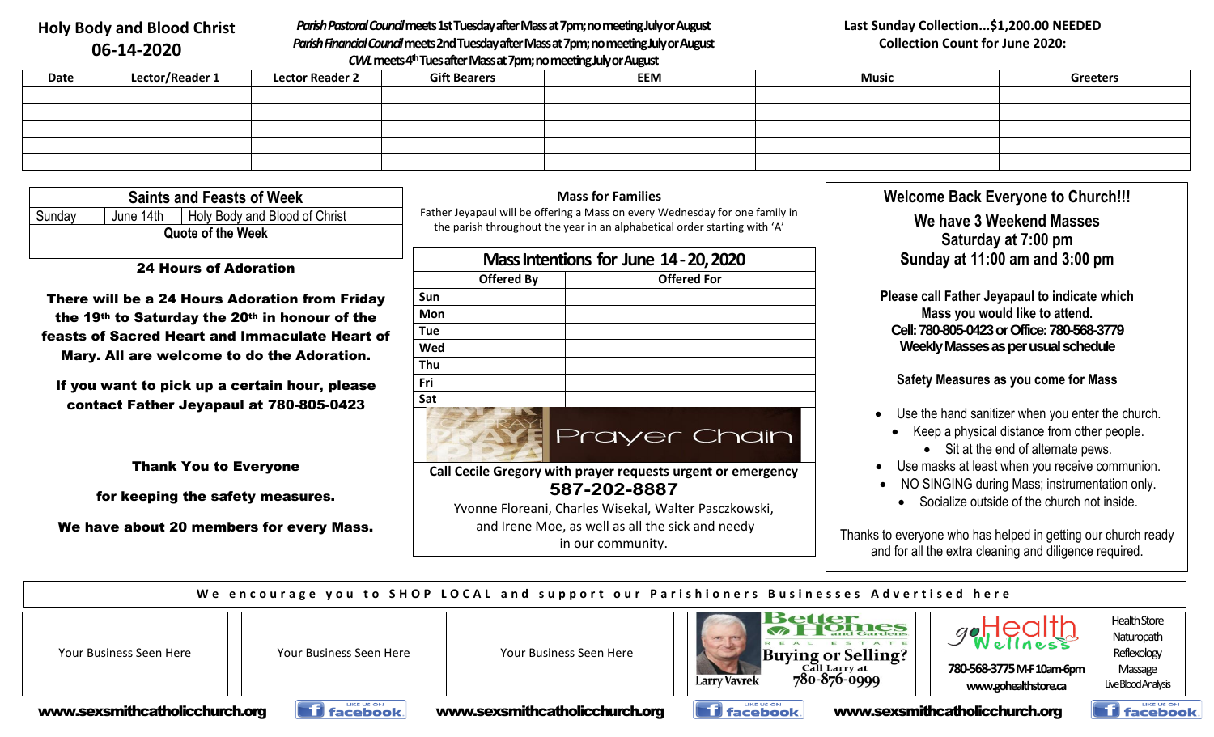**Holy Body and Blood Christ**
**06-14-2020**

*Parish Pastoral Council* meets 1st Tuesday after Mass at 7pm; no meeting July or August
*Parish Financial Council* meets 2nd Tuesday after Mass at 7pm; no meeting July or August
*CWL* meets 4th Tues after Mass at 7pm; no meeting July or August

**Last Sunday Collection...$1,200.00 NEEDED**
**Collection Count for June 2020:**

| Date | Lector/Reader 1 | Lector Reader 2 | Gift Bearers | EEM | Music | Greeters |
|---|---|---|---|---|---|---|
| | | | | | | |
| | | | | | | |
| | | | | | | |
| | | | | | | |
| | | | | | | |

## Saints and Feasts of Week

| | | |
|---|---|---|
| Sunday | June 14th | Holy Body and Blood of Christ |

**Quote of the Week**

### 24 Hours of Adoration

**There will be a 24 Hours Adoration from Friday the 19th to Saturday the 20th in honour of the feasts of Sacred Heart and Immaculate Heart of Mary. All are welcome to do the Adoration.**

**If you want to pick up a certain hour, please contact Father Jeyapaul at 780-805-0423**

**Thank You to Everyone**

**for keeping the safety measures.**

**We have about 20 members for every Mass.**

### Mass for Families

Father Jeyapaul will be offering a Mass on every Wednesday for one family in the parish throughout the year in an alphabetical order starting with 'A'

### Mass Intentions for June 14 - 20, 2020

| | Offered By | Offered For |
|---|---|---|
| Sun | | |
| Mon | | |
| Tue | | |
| Wed | | |
| Thu | | |
| Fri | | |
| Sat | | |

Prayer Chain

**Call Cecile Gregory with prayer requests urgent or emergency**
**587-202-8887**

Yvonne Floreani, Charles Wisekal, Walter Pasczkowski, and Irene Moe, as well as all the sick and needy in our community.

## Welcome Back Everyone to Church!!!

**We have 3 Weekend Masses**
**Saturday at 7:00 pm**
**Sunday at 11:00 am and 3:00 pm**

**Please call Father Jeyapaul to indicate which Mass you would like to attend.**
**Cell: 780-805-0423 or Office: 780-568-3779**
**Weekly Masses as per usual schedule**

**Safety Measures as you come for Mass**

- Use the hand sanitizer when you enter the church.
  - Keep a physical distance from other people.
    - Sit at the end of alternate pews.
- Use masks at least when you receive communion.
- NO SINGING during Mass; instrumentation only.
  - Socialize outside of the church not inside.

Thanks to everyone who has helped in getting our church ready and for all the extra cleaning and diligence required.

**We encourage you to SHOP LOCAL and support our Parishioners Businesses Advertised here**

Your Business Seen Here

Your Business Seen Here

Your Business Seen Here

Better Homes and Gardens Real Estate — Buying or Selling? Call Larry at 780-876-0999 — Larry Vavrek

goHealth Wellness — 780-568-3775 M-F 10am-6pm — www.gohealthstore.ca — Health Store, Naturopath, Reflexology, Massage, Live Blood Analysis

www.sexsmithcatholicchurch.org — Like us on facebook